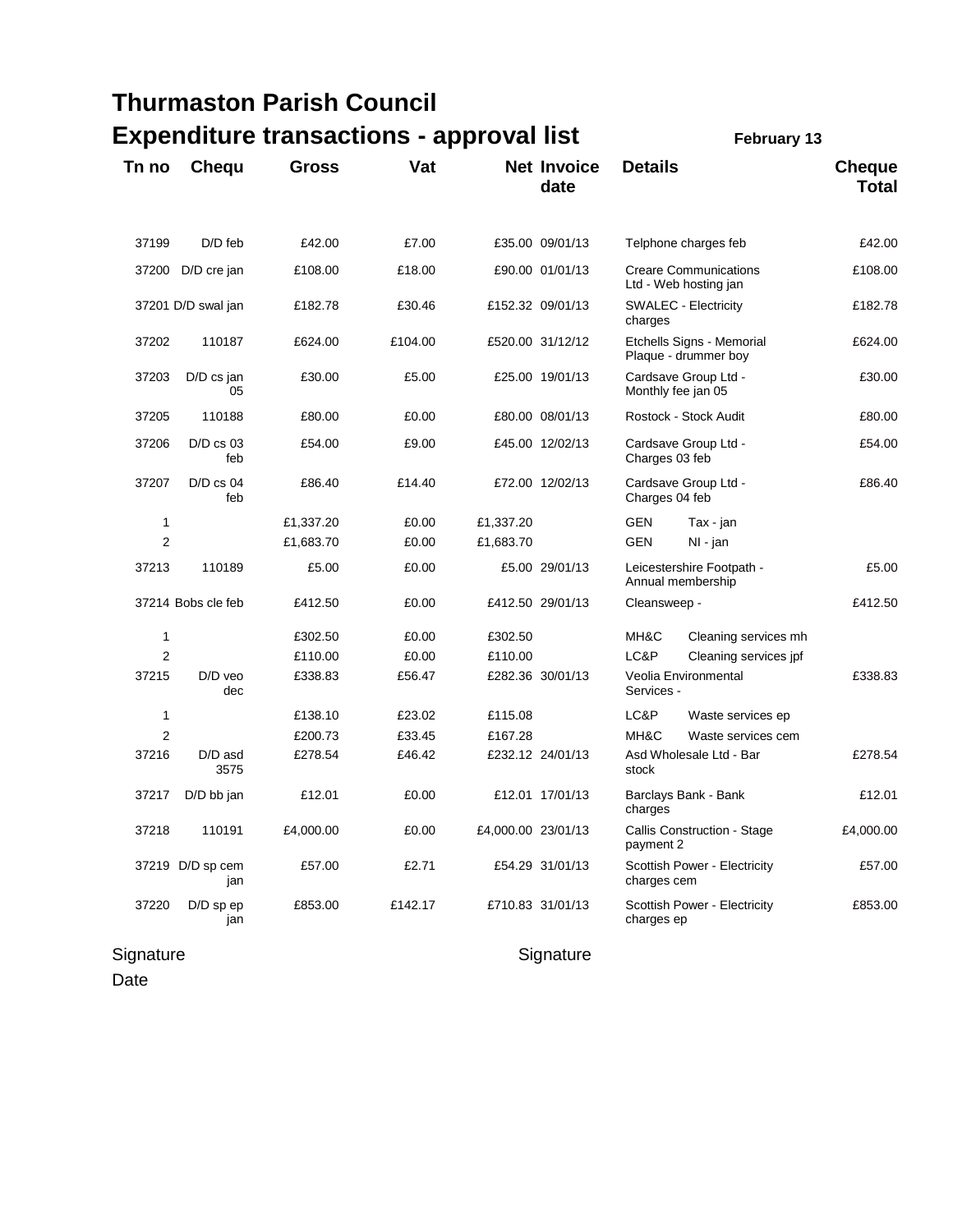# Thurmaston Parish Council

## Expenditure transactions - approval list

**February 13**

| Tn no | Chequ | Gross | Vat | Net | Invoice date | Details | | Cheque Total |
|---|---|---|---|---|---|---|---|---|
| 37199 | D/D feb | £42.00 | £7.00 | £35.00 | 09/01/13 | Telphone charges feb | | £42.00 |
| 37200 | D/D cre jan | £108.00 | £18.00 | £90.00 | 01/01/13 | Creare Communications Ltd - Web hosting jan | | £108.00 |
| 37201 | D/D swal jan | £182.78 | £30.46 | £152.32 | 09/01/13 | SWALEC - Electricity charges | | £182.78 |
| 37202 | 110187 | £624.00 | £104.00 | £520.00 | 31/12/12 | Etchells Signs - Memorial Plaque - drummer boy | | £624.00 |
| 37203 | D/D cs jan 05 | £30.00 | £5.00 | £25.00 | 19/01/13 | Cardsave Group Ltd - Monthly fee jan 05 | | £30.00 |
| 37205 | 110188 | £80.00 | £0.00 | £80.00 | 08/01/13 | Rostock - Stock Audit | | £80.00 |
| 37206 | D/D cs 03 feb | £54.00 | £9.00 | £45.00 | 12/02/13 | Cardsave Group Ltd - Charges 03 feb | | £54.00 |
| 37207 | D/D cs 04 feb | £86.40 | £14.40 | £72.00 | 12/02/13 | Cardsave Group Ltd - Charges 04 feb | | £86.40 |
| 1 | | £1,337.20 | £0.00 | £1,337.20 | | GEN | Tax - jan | |
| 2 | | £1,683.70 | £0.00 | £1,683.70 | | GEN | NI - jan | |
| 37213 | 110189 | £5.00 | £0.00 | £5.00 | 29/01/13 | Leicestershire Footpath - Annual membership | | £5.00 |
| 37214 | Bobs cle feb | £412.50 | £0.00 | £412.50 | 29/01/13 | Cleansweep - | | £412.50 |
| 1 | | £302.50 | £0.00 | £302.50 | | MH&C | Cleaning services mh | |
| 2 | | £110.00 | £0.00 | £110.00 | | LC&P | Cleaning services jpf | |
| 37215 | D/D veo dec | £338.83 | £56.47 | £282.36 | 30/01/13 | Veolia Environmental Services - | | £338.83 |
| 1 | | £138.10 | £23.02 | £115.08 | | LC&P | Waste services ep | |
| 2 | | £200.73 | £33.45 | £167.28 | | MH&C | Waste services cem | |
| 37216 | D/D asd 3575 | £278.54 | £46.42 | £232.12 | 24/01/13 | Asd Wholesale Ltd - Bar stock | | £278.54 |
| 37217 | D/D bb jan | £12.01 | £0.00 | £12.01 | 17/01/13 | Barclays Bank - Bank charges | | £12.01 |
| 37218 | 110191 | £4,000.00 | £0.00 | £4,000.00 | 23/01/13 | Callis Construction - Stage payment 2 | | £4,000.00 |
| 37219 | D/D sp cem jan | £57.00 | £2.71 | £54.29 | 31/01/13 | Scottish Power - Electricity charges cem | | £57.00 |
| 37220 | D/D sp ep jan | £853.00 | £142.17 | £710.83 | 31/01/13 | Scottish Power - Electricity charges ep | | £853.00 |

Signature

Signature

Date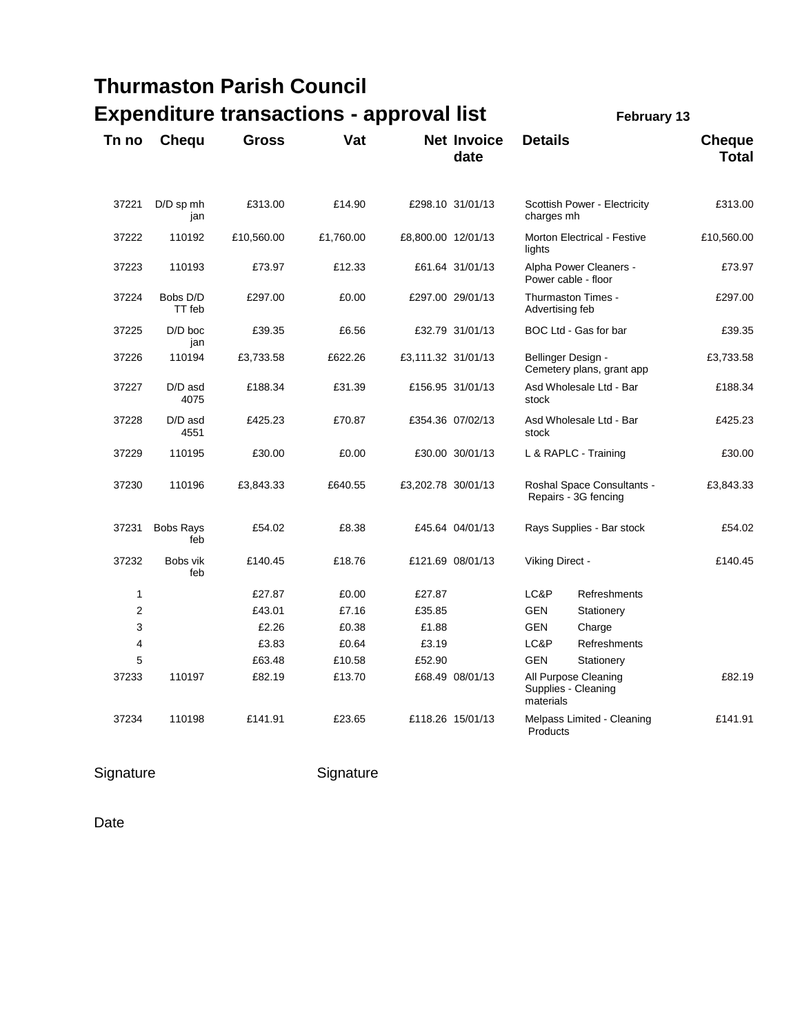# Thurmaston Parish Council

## Expenditure transactions - approval list

**February 13**

| Tn no | Chequ | Gross | Vat | Net | Invoice date | Details | | Cheque Total |
|---|---|---|---|---|---|---|---|---|
| 37221 | D/D sp mh jan | £313.00 | £14.90 | £298.10 | 31/01/13 | Scottish Power - Electricity charges mh | | £313.00 |
| 37222 | 110192 | £10,560.00 | £1,760.00 | £8,800.00 | 12/01/13 | Morton Electrical - Festive lights | | £10,560.00 |
| 37223 | 110193 | £73.97 | £12.33 | £61.64 | 31/01/13 | Alpha Power Cleaners - Power cable - floor | | £73.97 |
| 37224 | Bobs D/D TT feb | £297.00 | £0.00 | £297.00 | 29/01/13 | Thurmaston Times - Advertising feb | | £297.00 |
| 37225 | D/D boc jan | £39.35 | £6.56 | £32.79 | 31/01/13 | BOC Ltd - Gas for bar | | £39.35 |
| 37226 | 110194 | £3,733.58 | £622.26 | £3,111.32 | 31/01/13 | Bellinger Design - Cemetery plans, grant app | | £3,733.58 |
| 37227 | D/D asd 4075 | £188.34 | £31.39 | £156.95 | 31/01/13 | Asd Wholesale Ltd - Bar stock | | £188.34 |
| 37228 | D/D asd 4551 | £425.23 | £70.87 | £354.36 | 07/02/13 | Asd Wholesale Ltd - Bar stock | | £425.23 |
| 37229 | 110195 | £30.00 | £0.00 | £30.00 | 30/01/13 | L & RAPLC - Training | | £30.00 |
| 37230 | 110196 | £3,843.33 | £640.55 | £3,202.78 | 30/01/13 | Roshal Space Consultants - Repairs - 3G fencing | | £3,843.33 |
| 37231 | Bobs Rays feb | £54.02 | £8.38 | £45.64 | 04/01/13 | Rays Supplies - Bar stock | | £54.02 |
| 37232 | Bobs vik feb | £140.45 | £18.76 | £121.69 | 08/01/13 | Viking Direct - | | £140.45 |
| 1 | | £27.87 | £0.00 | £27.87 | | LC&P | Refreshments | |
| 2 | | £43.01 | £7.16 | £35.85 | | GEN | Stationery | |
| 3 | | £2.26 | £0.38 | £1.88 | | GEN | Charge | |
| 4 | | £3.83 | £0.64 | £3.19 | | LC&P | Refreshments | |
| 5 | | £63.48 | £10.58 | £52.90 | | GEN | Stationery | |
| 37233 | 110197 | £82.19 | £13.70 | £68.49 | 08/01/13 | All Purpose Cleaning Supplies - Cleaning materials | | £82.19 |
| 37234 | 110198 | £141.91 | £23.65 | £118.26 | 15/01/13 | Melpass Limited - Cleaning Products | | £141.91 |

Signature Signature

Date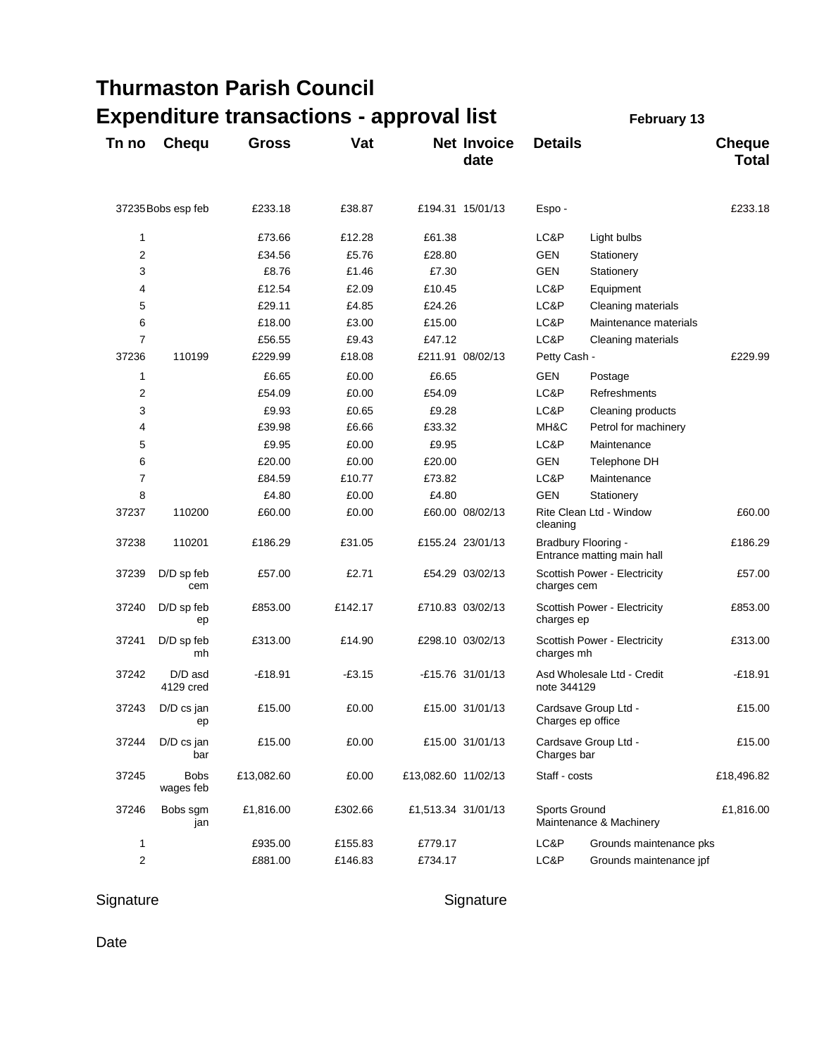# Thurmaston Parish Council

## Expenditure transactions - approval list

**February 13**

| Tn no | Chequ | Gross | Vat | Net | Invoice date | Details | | Cheque Total |
|---|---|---|---|---|---|---|---|---|
| 37235 | Bobs esp feb | £233.18 | £38.87 | £194.31 | 15/01/13 | Espo - | | £233.18 |
| 1 | | £73.66 | £12.28 | £61.38 | | LC&P | Light bulbs | |
| 2 | | £34.56 | £5.76 | £28.80 | | GEN | Stationery | |
| 3 | | £8.76 | £1.46 | £7.30 | | GEN | Stationery | |
| 4 | | £12.54 | £2.09 | £10.45 | | LC&P | Equipment | |
| 5 | | £29.11 | £4.85 | £24.26 | | LC&P | Cleaning materials | |
| 6 | | £18.00 | £3.00 | £15.00 | | LC&P | Maintenance materials | |
| 7 | | £56.55 | £9.43 | £47.12 | | LC&P | Cleaning materials | |
| 37236 | 110199 | £229.99 | £18.08 | £211.91 | 08/02/13 | Petty Cash - | | £229.99 |
| 1 | | £6.65 | £0.00 | £6.65 | | GEN | Postage | |
| 2 | | £54.09 | £0.00 | £54.09 | | LC&P | Refreshments | |
| 3 | | £9.93 | £0.65 | £9.28 | | LC&P | Cleaning products | |
| 4 | | £39.98 | £6.66 | £33.32 | | MH&C | Petrol for machinery | |
| 5 | | £9.95 | £0.00 | £9.95 | | LC&P | Maintenance | |
| 6 | | £20.00 | £0.00 | £20.00 | | GEN | Telephone DH | |
| 7 | | £84.59 | £10.77 | £73.82 | | LC&P | Maintenance | |
| 8 | | £4.80 | £0.00 | £4.80 | | GEN | Stationery | |
| 37237 | 110200 | £60.00 | £0.00 | £60.00 | 08/02/13 | Rite Clean Ltd - Window cleaning | | £60.00 |
| 37238 | 110201 | £186.29 | £31.05 | £155.24 | 23/01/13 | Bradbury Flooring - Entrance matting main hall | | £186.29 |
| 37239 | D/D sp feb cem | £57.00 | £2.71 | £54.29 | 03/02/13 | Scottish Power - Electricity charges cem | | £57.00 |
| 37240 | D/D sp feb ep | £853.00 | £142.17 | £710.83 | 03/02/13 | Scottish Power - Electricity charges ep | | £853.00 |
| 37241 | D/D sp feb mh | £313.00 | £14.90 | £298.10 | 03/02/13 | Scottish Power - Electricity charges mh | | £313.00 |
| 37242 | D/D asd 4129 cred | -£18.91 | -£3.15 | -£15.76 | 31/01/13 | Asd Wholesale Ltd - Credit note 344129 | | -£18.91 |
| 37243 | D/D cs jan ep | £15.00 | £0.00 | £15.00 | 31/01/13 | Cardsave Group Ltd - Charges ep office | | £15.00 |
| 37244 | D/D cs jan bar | £15.00 | £0.00 | £15.00 | 31/01/13 | Cardsave Group Ltd - Charges bar | | £15.00 |
| 37245 | Bobs wages feb | £13,082.60 | £0.00 | £13,082.60 | 11/02/13 | Staff - costs | | £18,496.82 |
| 37246 | Bobs sgm jan | £1,816.00 | £302.66 | £1,513.34 | 31/01/13 | Sports Ground Maintenance & Machinery | | £1,816.00 |
| 1 | | £935.00 | £155.83 | £779.17 | | LC&P | Grounds maintenance pks | |
| 2 | | £881.00 | £146.83 | £734.17 | | LC&P | Grounds maintenance jpf | |

Signature

Signature

Date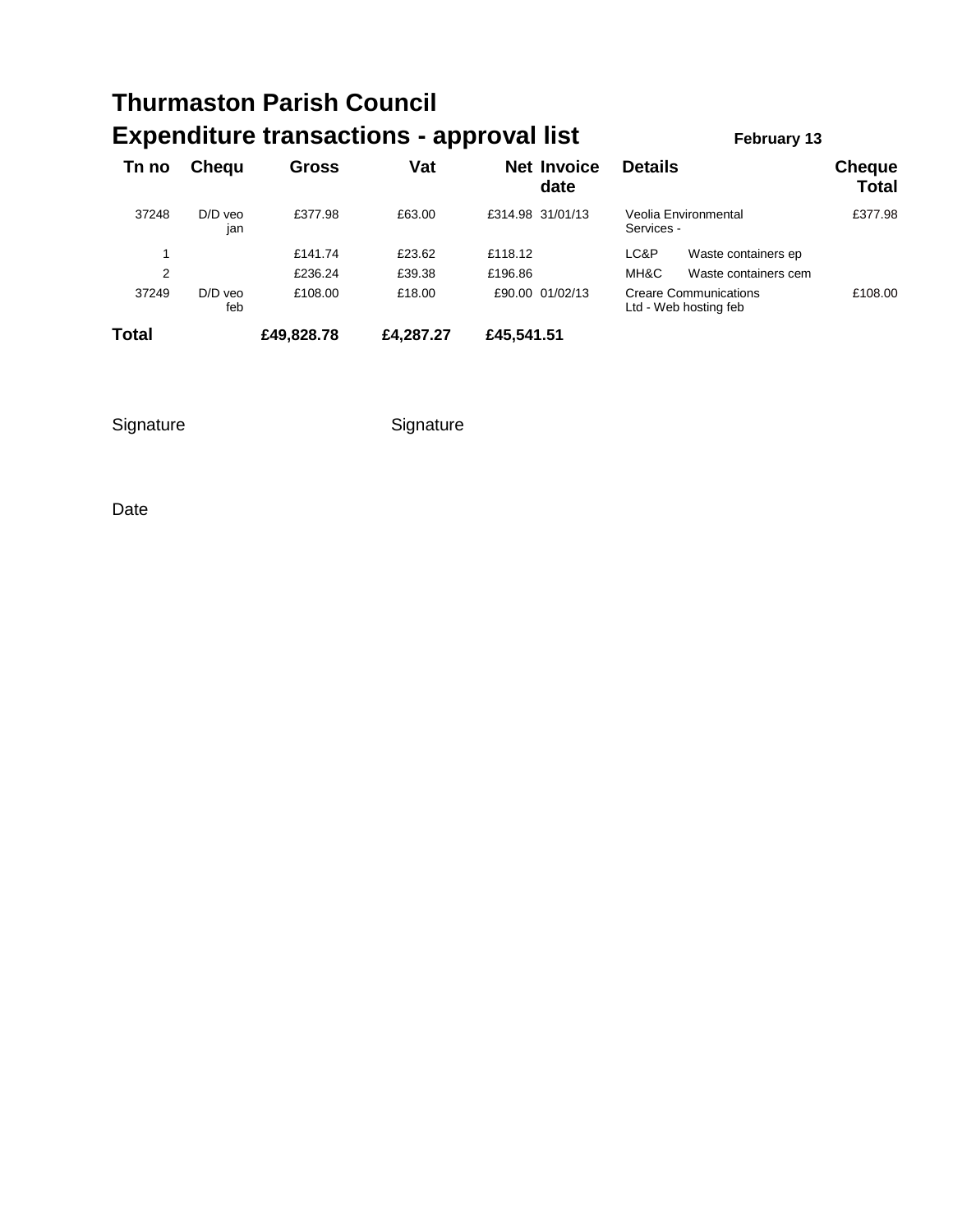# Thurmaston Parish Council

## Expenditure transactions - approval list

**February 13**

| Tn no | Chequ | Gross | Vat | Net | Invoice date | Details | | Cheque Total |
|---|---|---|---|---|---|---|---|---|
| 37248 | D/D veo jan | £377.98 | £63.00 | £314.98 | 31/01/13 | Veolia Environmental Services - | | £377.98 |
| 1 | | £141.74 | £23.62 | £118.12 | | LC&P | Waste containers ep | |
| 2 | | £236.24 | £39.38 | £196.86 | | MH&C | Waste containers cem | |
| 37249 | D/D veo feb | £108.00 | £18.00 | £90.00 | 01/02/13 | Creare Communications Ltd - Web hosting feb | | £108.00 |
| **Total** | | **£49,828.78** | **£4,287.27** | **£45,541.51** | | | | |

Signature

Signature

Date